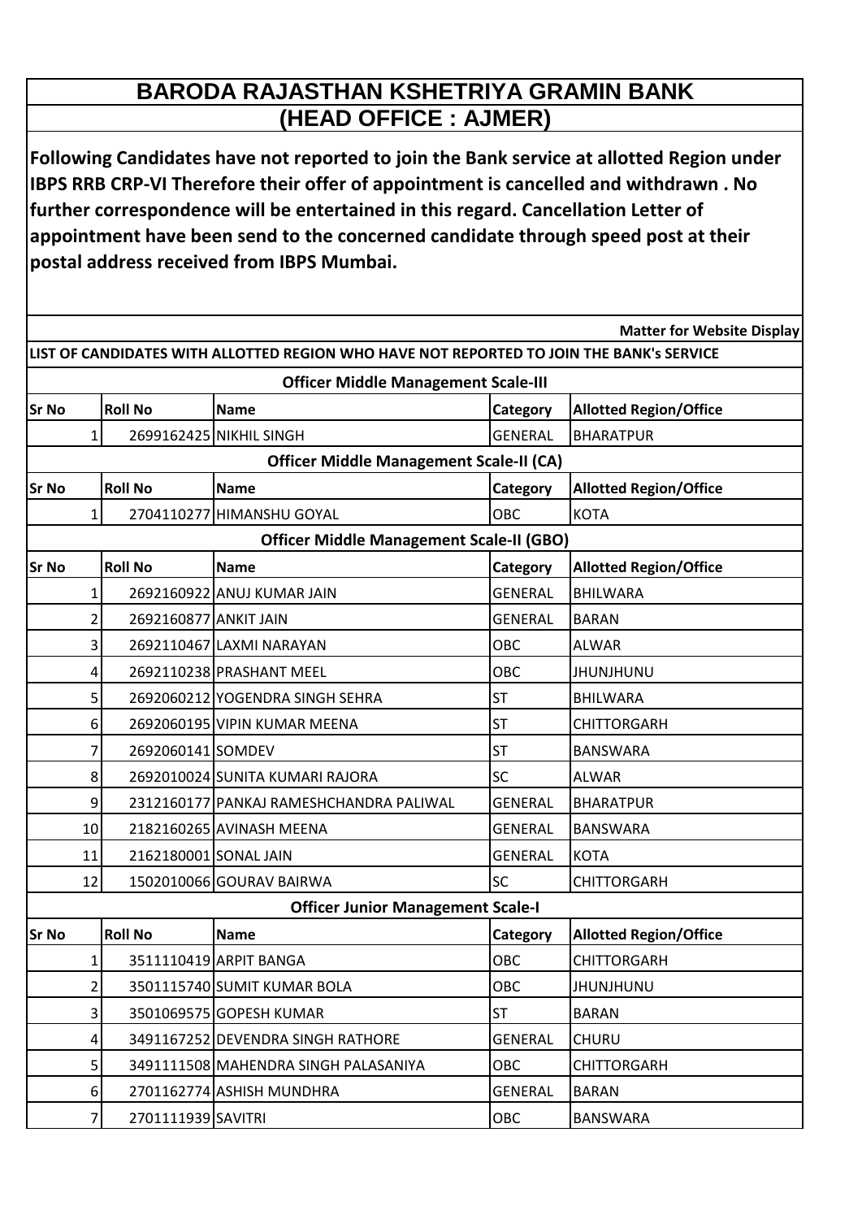# BARODA RAJASTHAN KSHETRIYA GRAMIN BANK
## (HEAD OFFICE : AJMER)

**Following Candidates have not reported to join the Bank service at allotted Region under IBPS RRB CRP-VI Therefore their offer of appointment is cancelled and withdrawn . No further correspondence will be entertained in this regard. Cancellation Letter of appointment have been send to the concerned candidate through speed post at their postal address received from IBPS Mumbai.**

**Matter for Website Display**

**LIST OF CANDIDATES WITH ALLOTTED REGION WHO HAVE NOT REPORTED TO JOIN THE BANK's SERVICE**

### Officer Middle Management Scale-III

| Sr No | Roll No | Name | Category | Allotted Region/Office |
|---|---|---|---|---|
| 1 | 2699162425 | NIKHIL SINGH | GENERAL | BHARATPUR |

### Officer Middle Management Scale-II (CA)

| Sr No | Roll No | Name | Category | Allotted Region/Office |
|---|---|---|---|---|
| 1 | 2704110277 | HIMANSHU GOYAL | OBC | KOTA |

### Officer Middle Management Scale-II (GBO)

| Sr No | Roll No | Name | Category | Allotted Region/Office |
|---|---|---|---|---|
| 1 | 2692160922 | ANUJ KUMAR JAIN | GENERAL | BHILWARA |
| 2 | 2692160877 | ANKIT JAIN | GENERAL | BARAN |
| 3 | 2692110467 | LAXMI NARAYAN | OBC | ALWAR |
| 4 | 2692110238 | PRASHANT MEEL | OBC | JHUNJHUNU |
| 5 | 2692060212 | YOGENDRA SINGH SEHRA | ST | BHILWARA |
| 6 | 2692060195 | VIPIN KUMAR MEENA | ST | CHITTORGARH |
| 7 | 2692060141 | SOMDEV | ST | BANSWARA |
| 8 | 2692010024 | SUNITA KUMARI RAJORA | SC | ALWAR |
| 9 | 2312160177 | PANKAJ RAMESHCHANDRA PALIWAL | GENERAL | BHARATPUR |
| 10 | 2182160265 | AVINASH MEENA | GENERAL | BANSWARA |
| 11 | 2162180001 | SONAL JAIN | GENERAL | KOTA |
| 12 | 1502010066 | GOURAV BAIRWA | SC | CHITTORGARH |

### Officer Junior Management Scale-I

| Sr No | Roll No | Name | Category | Allotted Region/Office |
|---|---|---|---|---|
| 1 | 3511110419 | ARPIT BANGA | OBC | CHITTORGARH |
| 2 | 3501115740 | SUMIT KUMAR BOLA | OBC | JHUNJHUNU |
| 3 | 3501069575 | GOPESH KUMAR | ST | BARAN |
| 4 | 3491167252 | DEVENDRA SINGH RATHORE | GENERAL | CHURU |
| 5 | 3491111508 | MAHENDRA SINGH PALASANIYA | OBC | CHITTORGARH |
| 6 | 2701162774 | ASHISH MUNDHRA | GENERAL | BARAN |
| 7 | 2701111939 | SAVITRI | OBC | BANSWARA |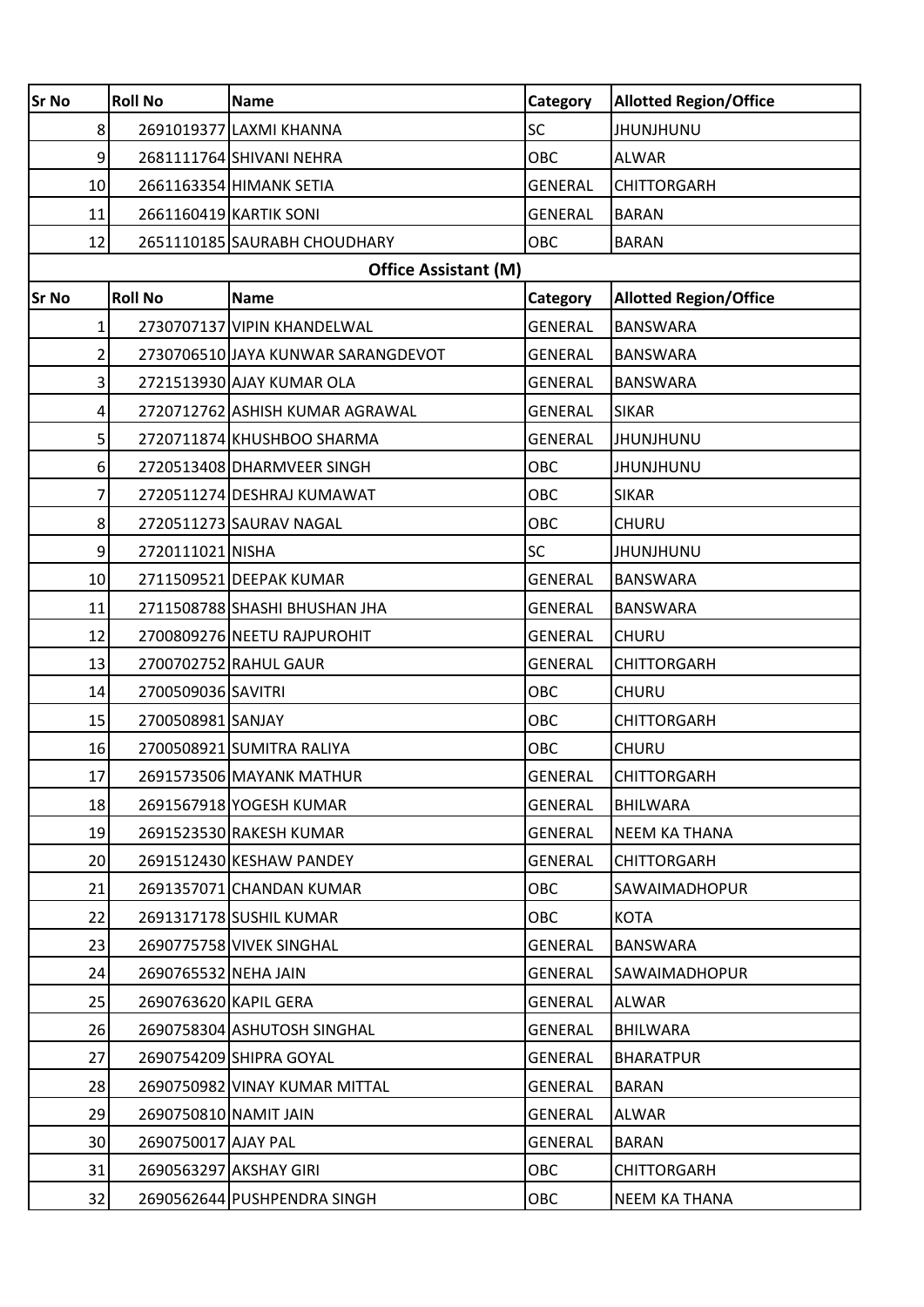| Sr No | Roll No | Name | Category | Allotted Region/Office |
|---|---|---|---|---|
| 8 | 2691019377 | LAXMI KHANNA | SC | JHUNJHUNU |
| 9 | 2681111764 | SHIVANI NEHRA | OBC | ALWAR |
| 10 | 2661163354 | HIMANK SETIA | GENERAL | CHITTORGARH |
| 11 | 2661160419 | KARTIK SONI | GENERAL | BARAN |
| 12 | 2651110185 | SAURABH CHOUDHARY | OBC | BARAN |

**Office Assistant (M)**

| Sr No | Roll No | Name | Category | Allotted Region/Office |
|---|---|---|---|---|
| 1 | 2730707137 | VIPIN KHANDELWAL | GENERAL | BANSWARA |
| 2 | 2730706510 | JAYA KUNWAR SARANGDEVOT | GENERAL | BANSWARA |
| 3 | 2721513930 | AJAY KUMAR OLA | GENERAL | BANSWARA |
| 4 | 2720712762 | ASHISH KUMAR AGRAWAL | GENERAL | SIKAR |
| 5 | 2720711874 | KHUSHBOO SHARMA | GENERAL | JHUNJHUNU |
| 6 | 2720513408 | DHARMVEER SINGH | OBC | JHUNJHUNU |
| 7 | 2720511274 | DESHRAJ KUMAWAT | OBC | SIKAR |
| 8 | 2720511273 | SAURAV NAGAL | OBC | CHURU |
| 9 | 2720111021 | NISHA | SC | JHUNJHUNU |
| 10 | 2711509521 | DEEPAK KUMAR | GENERAL | BANSWARA |
| 11 | 2711508788 | SHASHI BHUSHAN JHA | GENERAL | BANSWARA |
| 12 | 2700809276 | NEETU RAJPUROHIT | GENERAL | CHURU |
| 13 | 2700702752 | RAHUL GAUR | GENERAL | CHITTORGARH |
| 14 | 2700509036 | SAVITRI | OBC | CHURU |
| 15 | 2700508981 | SANJAY | OBC | CHITTORGARH |
| 16 | 2700508921 | SUMITRA RALIYA | OBC | CHURU |
| 17 | 2691573506 | MAYANK MATHUR | GENERAL | CHITTORGARH |
| 18 | 2691567918 | YOGESH KUMAR | GENERAL | BHILWARA |
| 19 | 2691523530 | RAKESH KUMAR | GENERAL | NEEM KA THANA |
| 20 | 2691512430 | KESHAW PANDEY | GENERAL | CHITTORGARH |
| 21 | 2691357071 | CHANDAN KUMAR | OBC | SAWAIMADHOPUR |
| 22 | 2691317178 | SUSHIL KUMAR | OBC | KOTA |
| 23 | 2690775758 | VIVEK SINGHAL | GENERAL | BANSWARA |
| 24 | 2690765532 | NEHA JAIN | GENERAL | SAWAIMADHOPUR |
| 25 | 2690763620 | KAPIL GERA | GENERAL | ALWAR |
| 26 | 2690758304 | ASHUTOSH SINGHAL | GENERAL | BHILWARA |
| 27 | 2690754209 | SHIPRA GOYAL | GENERAL | BHARATPUR |
| 28 | 2690750982 | VINAY KUMAR MITTAL | GENERAL | BARAN |
| 29 | 2690750810 | NAMIT JAIN | GENERAL | ALWAR |
| 30 | 2690750017 | AJAY PAL | GENERAL | BARAN |
| 31 | 2690563297 | AKSHAY GIRI | OBC | CHITTORGARH |
| 32 | 2690562644 | PUSHPENDRA SINGH | OBC | NEEM KA THANA |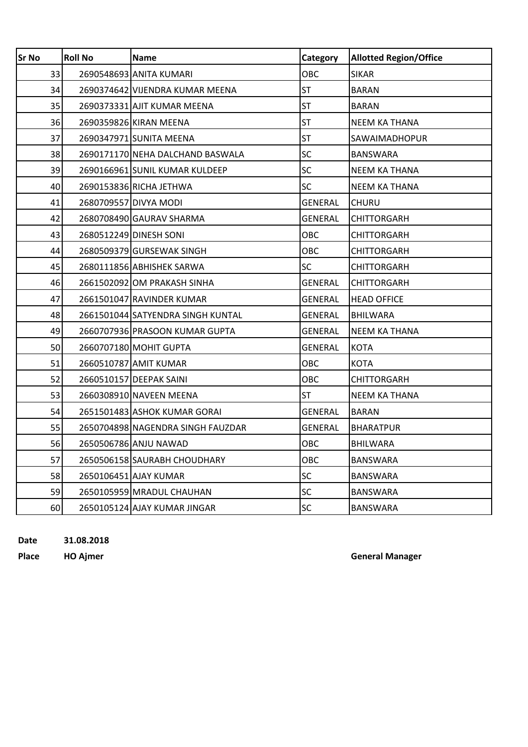| Sr No | Roll No | Name | Category | Allotted Region/Office |
|---|---|---|---|---|
| 33 | 2690548693 | ANITA KUMARI | OBC | SIKAR |
| 34 | 2690374642 | VIJENDRA KUMAR MEENA | ST | BARAN |
| 35 | 2690373331 | AJIT KUMAR MEENA | ST | BARAN |
| 36 | 2690359826 | KIRAN MEENA | ST | NEEM KA THANA |
| 37 | 2690347971 | SUNITA MEENA | ST | SAWAIMADHOPUR |
| 38 | 2690171170 | NEHA DALCHAND BASWALA | SC | BANSWARA |
| 39 | 2690166961 | SUNIL KUMAR KULDEEP | SC | NEEM KA THANA |
| 40 | 2690153836 | RICHA JETHWA | SC | NEEM KA THANA |
| 41 | 2680709557 | DIVYA MODI | GENERAL | CHURU |
| 42 | 2680708490 | GAURAV SHARMA | GENERAL | CHITTORGARH |
| 43 | 2680512249 | DINESH SONI | OBC | CHITTORGARH |
| 44 | 2680509379 | GURSEWAK SINGH | OBC | CHITTORGARH |
| 45 | 2680111856 | ABHISHEK SARWA | SC | CHITTORGARH |
| 46 | 2661502092 | OM PRAKASH SINHA | GENERAL | CHITTORGARH |
| 47 | 2661501047 | RAVINDER KUMAR | GENERAL | HEAD OFFICE |
| 48 | 2661501044 | SATYENDRA SINGH KUNTAL | GENERAL | BHILWARA |
| 49 | 2660707936 | PRASOON KUMAR GUPTA | GENERAL | NEEM KA THANA |
| 50 | 2660707180 | MOHIT GUPTA | GENERAL | KOTA |
| 51 | 2660510787 | AMIT KUMAR | OBC | KOTA |
| 52 | 2660510157 | DEEPAK SAINI | OBC | CHITTORGARH |
| 53 | 2660308910 | NAVEEN MEENA | ST | NEEM KA THANA |
| 54 | 2651501483 | ASHOK KUMAR GORAI | GENERAL | BARAN |
| 55 | 2650704898 | NAGENDRA SINGH FAUZDAR | GENERAL | BHARATPUR |
| 56 | 2650506786 | ANJU NAWAD | OBC | BHILWARA |
| 57 | 2650506158 | SAURABH CHOUDHARY | OBC | BANSWARA |
| 58 | 2650106451 | AJAY KUMAR | SC | BANSWARA |
| 59 | 2650105959 | MRADUL CHAUHAN | SC | BANSWARA |
| 60 | 2650105124 | AJAY KUMAR JINGAR | SC | BANSWARA |

**Date** **31.08.2018**

**Place** **HO Ajmer**

**General Manager**